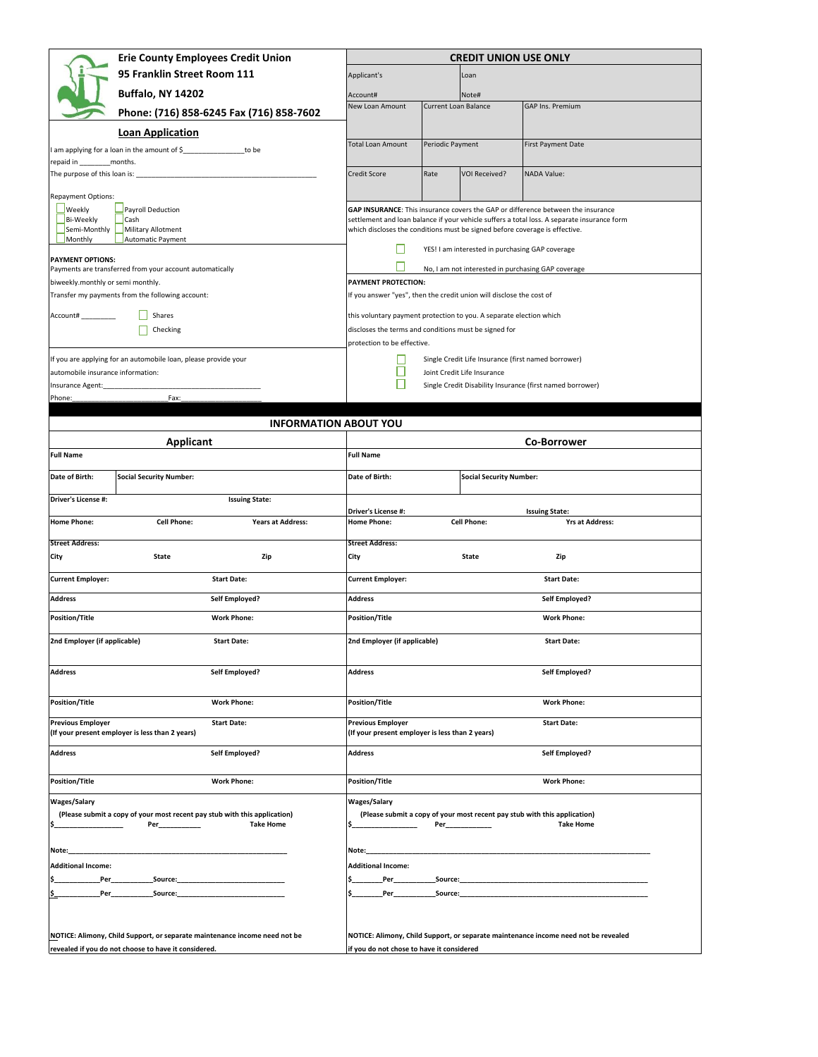**Erie County Employees Credit Union**
**95 Franklin Street Room 111**
**Buffalo, NY 14202**
**Phone: (716) 858-6245 Fax (716) 858-7602**

## Loan Application

I am applying for a loan in the amount of $_______________ to be repaid in ________ months.

The purpose of this loan is: ___________________________________________

Repayment Options:

- ☐ Weekly
- ☐ Bi-Weekly
- ☐ Semi-Monthly
- ☐ Monthly
- ☐ Payroll Deduction
- ☐ Cash
- ☐ Military Allotment
- ☐ Automatic Payment

**PAYMENT OPTIONS:**
Payments are transferred from your account automatically biweekly.monthly or semi monthly.
Transfer my payments from the following account:

Account# ________ ☐ Shares ☐ Checking

If you are applying for an automobile loan, please provide your automobile insurance information:

Insurance Agent:_________________________________________
Phone:_______________________ Fax:___________________

### CREDIT UNION USE ONLY

| Applicant's Account# | | Loan Note# | |
|---|---|---|---|
| New Loan Amount | Current Loan Balance | | GAP Ins. Premium |
| Total Loan Amount | Periodic Payment | | First Payment Date |
| Credit Score | Rate | VOI Received? | NADA Value: |

**GAP INSURANCE**: This insurance covers the GAP or difference between the insurance settlement and loan balance if your vehicle suffers a total loss. A separate insurance form which discloses the conditions must be signed before coverage is effective.

☐ YES! I am interested in purchasing GAP coverage

☐ No, I am not interested in purchasing GAP coverage

**PAYMENT PROTECTION:**
If you answer "yes", then the credit union will disclose the cost of this voluntary payment protection to you. A separate election which discloses the terms and conditions must be signed for protection to be effective.

☐ Single Credit Life Insurance (first named borrower)
☐ Joint Credit Life Insurance
☐ Single Credit Disability Insurance (first named borrower)

## INFORMATION ABOUT YOU

| Applicant | | | Co-Borrower | | |
|---|---|---|---|---|---|
| **Full Name** | | | **Full Name** | | |
| **Date of Birth:** | **Social Security Number:** | | **Date of Birth:** | **Social Security Number:** | |
| **Driver's License #:** | **Issuing State:** | | **Driver's License #:** | **Issuing State:** | |
| **Home Phone:** | **Cell Phone:** | **Years at Address:** | **Home Phone:** | **Cell Phone:** | **Yrs at Address:** |
| **Street Address:** | | | **Street Address:** | | |
| **City** | **State** | **Zip** | **City** | **State** | **Zip** |
| **Current Employer:** | **Start Date:** | | **Current Employer:** | **Start Date:** | |
| **Address** | **Self Employed?** | | **Address** | **Self Employed?** | |
| **Position/Title** | **Work Phone:** | | **Position/Title** | **Work Phone:** | |
| **2nd Employer (if applicable)** | **Start Date:** | | **2nd Employer (if applicable)** | **Start Date:** | |
| **Address** | **Self Employed?** | | **Address** | **Self Employed?** | |
| **Position/Title** | **Work Phone:** | | **Position/Title** | **Work Phone:** | |
| **Previous Employer (If your present employer is less than 2 years)** | **Start Date:** | | **Previous Employer (If your present employer is less than 2 years)** | **Start Date:** | |
| **Address** | **Self Employed?** | | **Address** | **Self Employed?** | |
| **Position/Title** | **Work Phone:** | | **Position/Title** | **Work Phone:** | |

**Applicant – Wages/Salary**
**(Please submit a copy of your most recent pay stub with this application)**
**$_________________ Per__________ Take Home**

**Note:**_____________________________________________________

**Additional Income:**
**$___________Per__________Source:__________________________**
**$___________Per__________Source:__________________________**

**NOTICE: Alimony, Child Support, or separate maintenance income need not be revealed if you do not choose to have it considered.**

**Co-Borrower – Wages/Salary**
**(Please submit a copy of your most recent pay stub with this application)**
**$________________ Per___________ Take Home**

**Note:**_____________________________________________________

**Additional Income:**
**$________Per__________Source:__________________________**
**$________Per__________Source:__________________________**

**NOTICE: Alimony, Child Support, or separate maintenance income need not be revealed if you do not chose to have it considered**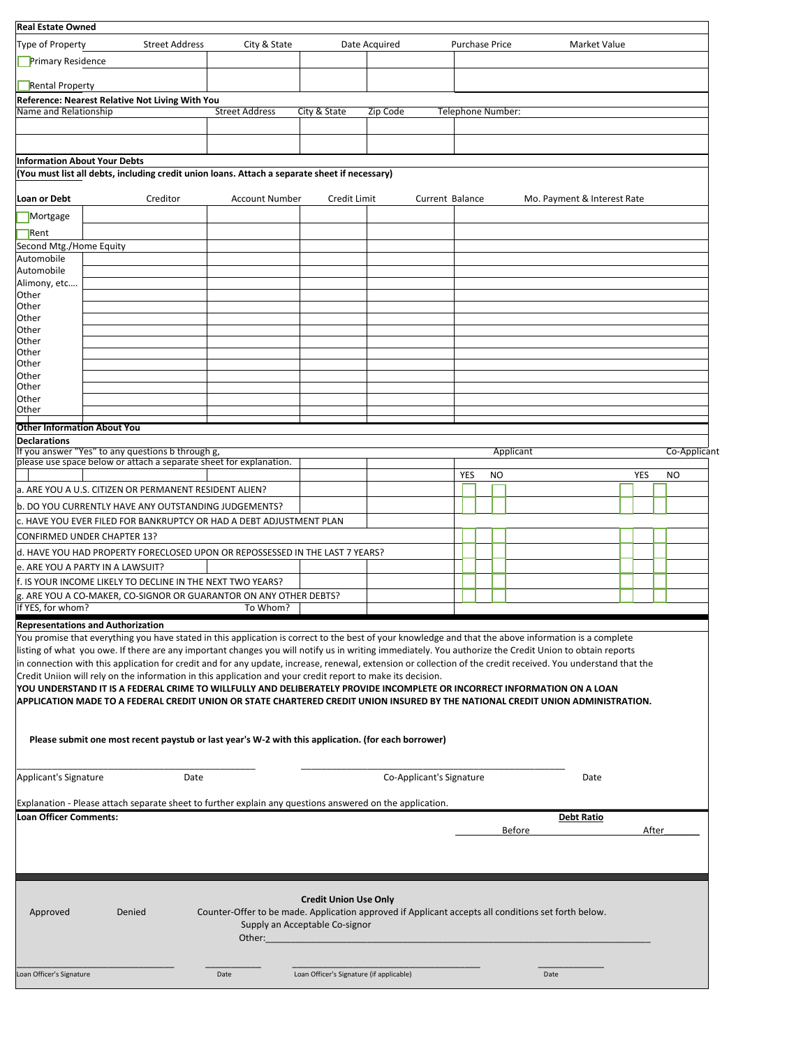**Real Estate Owned**

| Type of Property | Street Address | City & State | Date Acquired | Purchase Price | Market Value |
|---|---|---|---|---|---|
| ☐ Primary Residence | | | | | |
| ☐ Rental Property | | | | | |

**Reference: Nearest Relative Not Living With You**

| Name and Relationship | Street Address | City & State | Zip Code | Telephone Number: |
|---|---|---|---|---|
| | | | | |
| | | | | |

**Information About Your Debts**

**(You must list all debts, including credit union loans. Attach a separate sheet if necessary)**

| Loan or Debt | Creditor | Account Number | Credit Limit | Current Balance | Mo. Payment & Interest Rate |
|---|---|---|---|---|---|
| ☐ Mortgage | | | | | |
| ☐ Rent | | | | | |
| Second Mtg./Home Equity | | | | | |
| Automobile | | | | | |
| Automobile | | | | | |
| Alimony, etc.... | | | | | |
| Other | | | | | |
| Other | | | | | |
| Other | | | | | |
| Other | | | | | |
| Other | | | | | |
| Other | | | | | |
| Other | | | | | |
| Other | | | | | |
| Other | | | | | |
| Other | | | | | |
| Other | | | | | |

**Other Information About You**

**Declarations**

If you answer "Yes" to any questions b through g, please use space below or attach a separate sheet for explanation.

| | Applicant YES | Applicant NO | Co-Applicant YES | Co-Applicant NO |
|---|---|---|---|---|
| a. ARE YOU A U.S. CITIZEN OR PERMANENT RESIDENT ALIEN? | ☐ | ☐ | ☐ | ☐ |
| b. DO YOU CURRENTLY HAVE ANY OUTSTANDING JUDGEMENTS? | ☐ | ☐ | ☐ | ☐ |
| c. HAVE YOU EVER FILED FOR BANKRUPTCY OR HAD A DEBT ADJUSTMENT PLAN CONFIRMED UNDER CHAPTER 13? | ☐ | ☐ | ☐ | ☐ |
| d. HAVE YOU HAD PROPERTY FORECLOSED UPON OR REPOSSESSED IN THE LAST 7 YEARS? | ☐ | ☐ | ☐ | ☐ |
| e. ARE YOU A PARTY IN A LAWSUIT? | ☐ | ☐ | ☐ | ☐ |
| f. IS YOUR INCOME LIKELY TO DECLINE IN THE NEXT TWO YEARS? | ☐ | ☐ | ☐ | ☐ |
| g. ARE YOU A CO-MAKER, CO-SIGNOR OR GUARANTOR ON ANY OTHER DEBTS? | ☐ | ☐ | ☐ | ☐ |

If YES, for whom? To Whom?

**Representations and Authorization**

You promise that everything you have stated in this application is correct to the best of your knowledge and that the above information is a complete listing of what you owe. If there are any important changes you will notify us in writing immediately. You authorize the Credit Union to obtain reports in connection with this application for credit and for any update, increase, renewal, extension or collection of the credit received. You understand that the Credit Uniion will rely on the information in this application and your credit report to make its decision.

**YOU UNDERSTAND IT IS A FEDERAL CRIME TO WILLFULLY AND DELIBERATELY PROVIDE INCOMPLETE OR INCORRECT INFORMATION ON A LOAN APPLICATION MADE TO A FEDERAL CREDIT UNION OR STATE CHARTERED CREDIT UNION INSURED BY THE NATIONAL CREDIT UNION ADMINISTRATION.**

**Please submit one most recent paystub or last year's W-2 with this application. (for each borrower)**

_______________________________________ _______________________________________

Applicant's Signature Date Co-Applicant's Signature Date

Explanation - Please attach separate sheet to further explain any questions answered on the application.

**Loan Officer Comments:**

**Debt Ratio**

Before ________ After ________

**Credit Union Use Only**

Approved Denied Counter-Offer to be made. Application approved if Applicant accepts all conditions set forth below.

Supply an Acceptable Co-signor

Other:_______________________________________________________________

_______________________ ___________ _______________________ ___________

Loan Officer's Signature Date Loan Officer's Signature (if applicable) Date